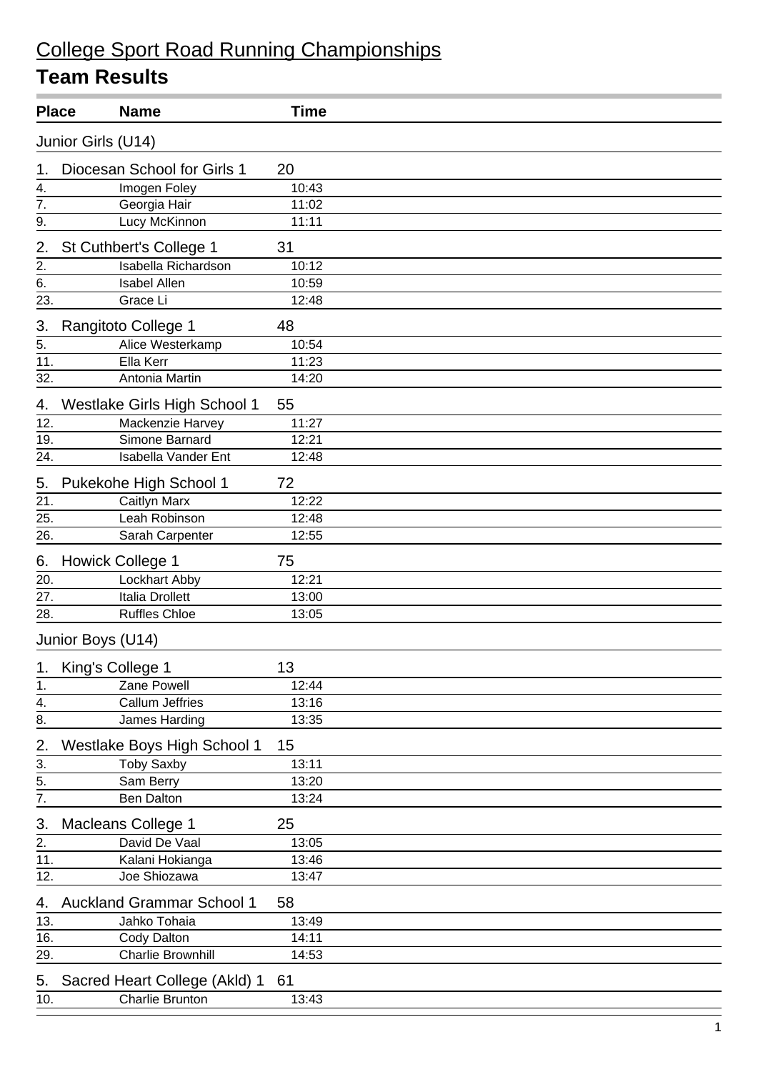# College Sport Road Running Championships

## Team Results

| Place | Name | Time |
|---|---|---|
| **Junior Girls (U14)** | | |
| 1. | Diocesan School for Girls 1 | 20 |
| 4. | Imogen Foley | 10:43 |
| 7. | Georgia Hair | 11:02 |
| 9. | Lucy McKinnon | 11:11 |
| 2. | St Cuthbert's College 1 | 31 |
| 2. | Isabella Richardson | 10:12 |
| 6. | Isabel Allen | 10:59 |
| 23. | Grace Li | 12:48 |
| 3. | Rangitoto College 1 | 48 |
| 5. | Alice Westerkamp | 10:54 |
| 11. | Ella Kerr | 11:23 |
| 32. | Antonia Martin | 14:20 |
| 4. | Westlake Girls High School 1 | 55 |
| 12. | Mackenzie Harvey | 11:27 |
| 19. | Simone Barnard | 12:21 |
| 24. | Isabella Vander Ent | 12:48 |
| 5. | Pukekohe High School 1 | 72 |
| 21. | Caitlyn Marx | 12:22 |
| 25. | Leah Robinson | 12:48 |
| 26. | Sarah Carpenter | 12:55 |
| 6. | Howick College 1 | 75 |
| 20. | Lockhart Abby | 12:21 |
| 27. | Italia Drollett | 13:00 |
| 28. | Ruffles Chloe | 13:05 |
| **Junior Boys (U14)** | | |
| 1. | King's College 1 | 13 |
| 1. | Zane Powell | 12:44 |
| 4. | Callum Jeffries | 13:16 |
| 8. | James Harding | 13:35 |
| 2. | Westlake Boys High School 1 | 15 |
| 3. | Toby Saxby | 13:11 |
| 5. | Sam Berry | 13:20 |
| 7. | Ben Dalton | 13:24 |
| 3. | Macleans College 1 | 25 |
| 2. | David De Vaal | 13:05 |
| 11. | Kalani Hokianga | 13:46 |
| 12. | Joe Shiozawa | 13:47 |
| 4. | Auckland Grammar School 1 | 58 |
| 13. | Jahko Tohaia | 13:49 |
| 16. | Cody Dalton | 14:11 |
| 29. | Charlie Brownhill | 14:53 |
| 5. | Sacred Heart College (Akld) 1 | 61 |
| 10. | Charlie Brunton | 13:43 |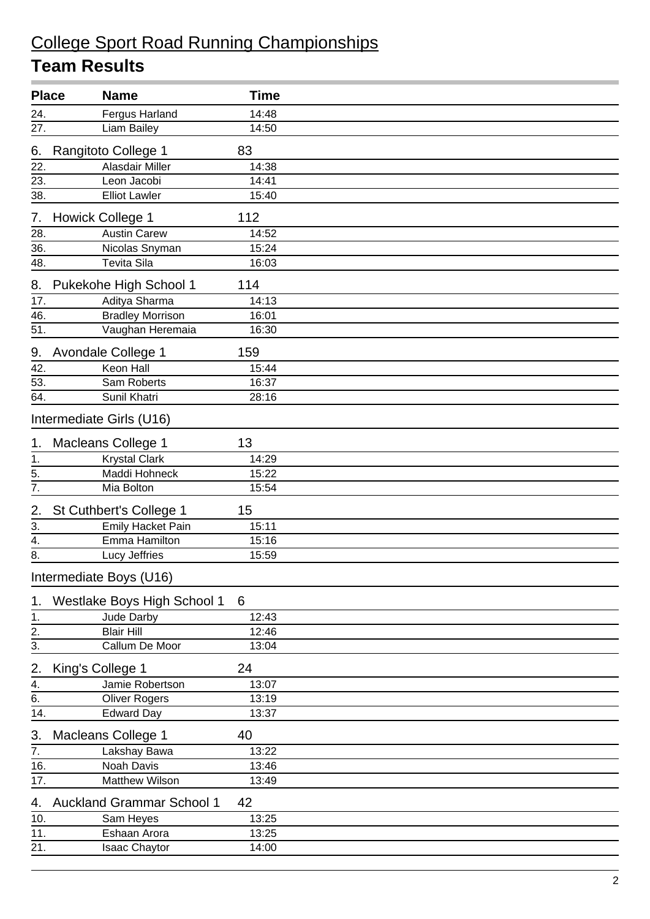# College Sport Road Running Championships

## Team Results

| Place | Name | Time |
|---|---|---|
| 24. | Fergus Harland | 14:48 |
| 27. | Liam Bailey | 14:50 |
| **6.** | **Rangitoto College 1** | **83** |
| 22. | Alasdair Miller | 14:38 |
| 23. | Leon Jacobi | 14:41 |
| 38. | Elliot Lawler | 15:40 |
| **7.** | **Howick College 1** | **112** |
| 28. | Austin Carew | 14:52 |
| 36. | Nicolas Snyman | 15:24 |
| 48. | Tevita Sila | 16:03 |
| **8.** | **Pukekohe High School 1** | **114** |
| 17. | Aditya Sharma | 14:13 |
| 46. | Bradley Morrison | 16:01 |
| 51. | Vaughan Heremaia | 16:30 |
| **9.** | **Avondale College 1** | **159** |
| 42. | Keon Hall | 15:44 |
| 53. | Sam Roberts | 16:37 |
| 64. | Sunil Khatri | 28:16 |

### Intermediate Girls (U16)

| Place | Name | Time |
|---|---|---|
| **1.** | **Macleans College 1** | **13** |
| 1. | Krystal Clark | 14:29 |
| 5. | Maddi Hohneck | 15:22 |
| 7. | Mia Bolton | 15:54 |
| **2.** | **St Cuthbert's College 1** | **15** |
| 3. | Emily Hacket Pain | 15:11 |
| 4. | Emma Hamilton | 15:16 |
| 8. | Lucy Jeffries | 15:59 |

### Intermediate Boys (U16)

| Place | Name | Time |
|---|---|---|
| **1.** | **Westlake Boys High School 1** | **6** |
| 1. | Jude Darby | 12:43 |
| 2. | Blair Hill | 12:46 |
| 3. | Callum De Moor | 13:04 |
| **2.** | **King's College 1** | **24** |
| 4. | Jamie Robertson | 13:07 |
| 6. | Oliver Rogers | 13:19 |
| 14. | Edward Day | 13:37 |
| **3.** | **Macleans College 1** | **40** |
| 7. | Lakshay Bawa | 13:22 |
| 16. | Noah Davis | 13:46 |
| 17. | Matthew Wilson | 13:49 |
| **4.** | **Auckland Grammar School 1** | **42** |
| 10. | Sam Heyes | 13:25 |
| 11. | Eshaan Arora | 13:25 |
| 21. | Isaac Chaytor | 14:00 |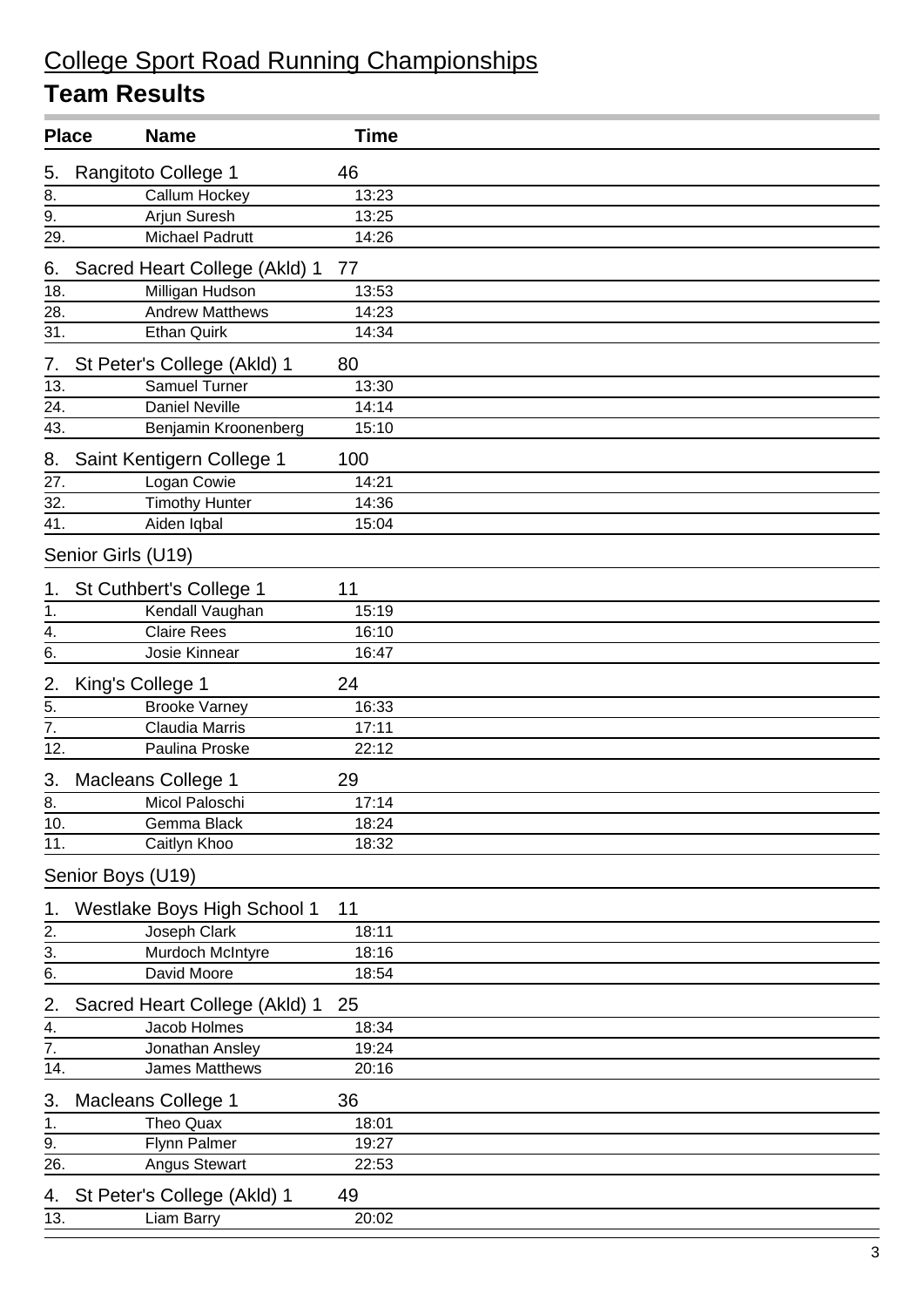# College Sport Road Running Championships

## Team Results

| Place | Name | Time |
|---|---|---|
| 5. | Rangitoto College 1 | 46 |
| 8. | Callum Hockey | 13:23 |
| 9. | Arjun Suresh | 13:25 |
| 29. | Michael Padrutt | 14:26 |
| 6. | Sacred Heart College (Akld) 1 | 77 |
| 18. | Milligan Hudson | 13:53 |
| 28. | Andrew Matthews | 14:23 |
| 31. | Ethan Quirk | 14:34 |
| 7. | St Peter's College (Akld) 1 | 80 |
| 13. | Samuel Turner | 13:30 |
| 24. | Daniel Neville | 14:14 |
| 43. | Benjamin Kroonenberg | 15:10 |
| 8. | Saint Kentigern College 1 | 100 |
| 27. | Logan Cowie | 14:21 |
| 32. | Timothy Hunter | 14:36 |
| 41. | Aiden Iqbal | 15:04 |

### Senior Girls (U19)

| Place | Name | Time |
|---|---|---|
| 1. | St Cuthbert's College 1 | 11 |
| 1. | Kendall Vaughan | 15:19 |
| 4. | Claire Rees | 16:10 |
| 6. | Josie Kinnear | 16:47 |
| 2. | King's College 1 | 24 |
| 5. | Brooke Varney | 16:33 |
| 7. | Claudia Marris | 17:11 |
| 12. | Paulina Proske | 22:12 |
| 3. | Macleans College 1 | 29 |
| 8. | Micol Paloschi | 17:14 |
| 10. | Gemma Black | 18:24 |
| 11. | Caitlyn Khoo | 18:32 |

### Senior Boys (U19)

| Place | Name | Time |
|---|---|---|
| 1. | Westlake Boys High School 1 | 11 |
| 2. | Joseph Clark | 18:11 |
| 3. | Murdoch McIntyre | 18:16 |
| 6. | David Moore | 18:54 |
| 2. | Sacred Heart College (Akld) 1 | 25 |
| 4. | Jacob Holmes | 18:34 |
| 7. | Jonathan Ansley | 19:24 |
| 14. | James Matthews | 20:16 |
| 3. | Macleans College 1 | 36 |
| 1. | Theo Quax | 18:01 |
| 9. | Flynn Palmer | 19:27 |
| 26. | Angus Stewart | 22:53 |
| 4. | St Peter's College (Akld) 1 | 49 |
| 13. | Liam Barry | 20:02 |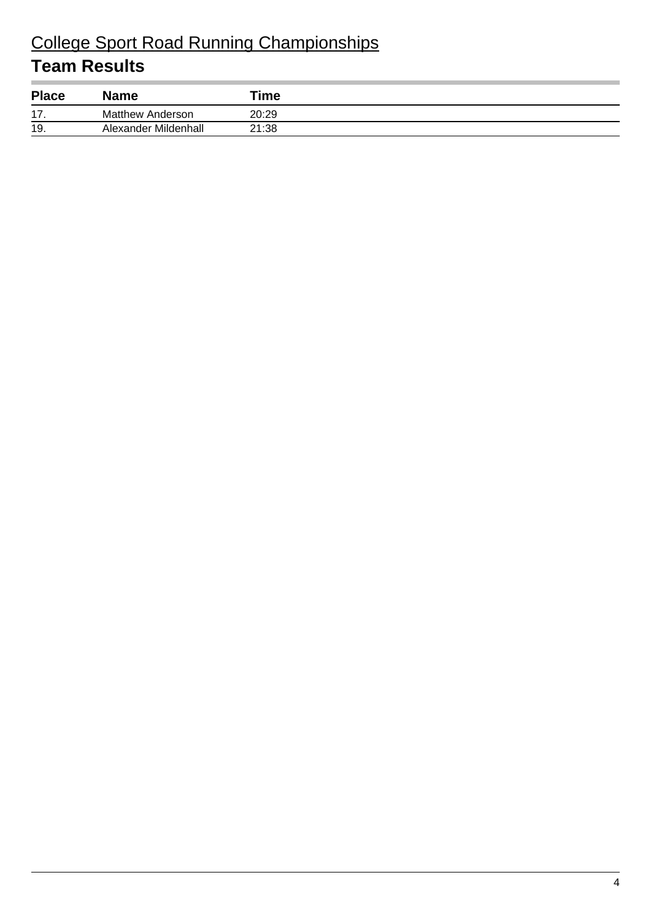# College Sport Road Running Championships

## Team Results

| Place | Name | Time |
|---|---|---|
| 17. | Matthew Anderson | 20:29 |
| 19. | Alexander Mildenhall | 21:38 |